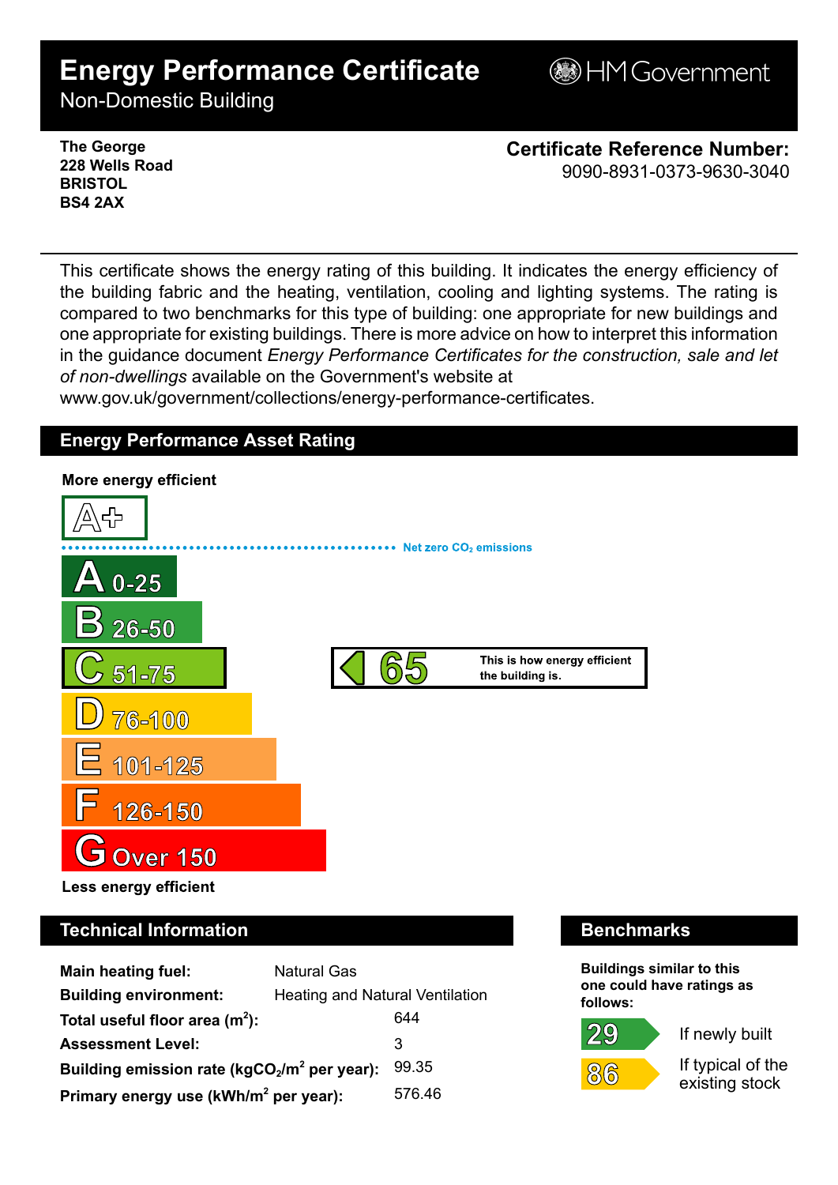# Energy Performance Certificate

Non-Domestic Building

HM Government

**The George**
**228 Wells Road**
**BRISTOL**
**BS4 2AX**

**Certificate Reference Number:**
9090-8931-0373-9630-3040

This certificate shows the energy rating of this building. It indicates the energy efficiency of the building fabric and the heating, ventilation, cooling and lighting systems. The rating is compared to two benchmarks for this type of building: one appropriate for new buildings and one appropriate for existing buildings. There is more advice on how to interpret this information in the guidance document *Energy Performance Certificates for the construction, sale and let of non-dwellings* available on the Government's website at www.gov.uk/government/collections/energy-performance-certificates.

## Energy Performance Asset Rating

**More energy efficient**

A+

Net zero $CO_2$ emissions

- A 0-25
- B 26-50
- C 51-75
- D 76-100
- E 101-125
- F 126-150
- G Over 150

**65** — This is how energy efficient the building is.

**Less energy efficient**

## Technical Information

| | |
|---|---|
| **Main heating fuel:** | Natural Gas |
| **Building environment:** | Heating and Natural Ventilation |
| **Total useful floor area ($m^2$):** | 644 |
| **Assessment Level:** | 3 |
| **Building emission rate ($kgCO_2/m^2$ per year):** | 99.35 |
| **Primary energy use ($kWh/m^2$ per year):** | 576.46 |

## Benchmarks

**Buildings similar to this one could have ratings as follows:**

| | |
|---|---|
| 29 | If newly built |
| 86 | If typical of the existing stock |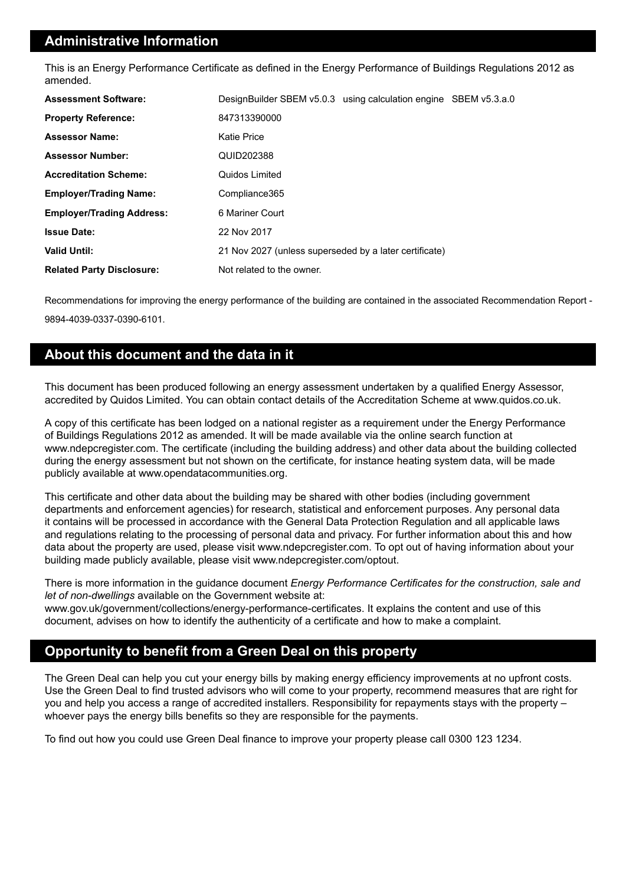## Administrative Information

This is an Energy Performance Certificate as defined in the Energy Performance of Buildings Regulations 2012 as amended.

| | |
|---|---|
| **Assessment Software:** | DesignBuilder SBEM v5.0.3 using calculation engine SBEM v5.3.a.0 |
| **Property Reference:** | 847313390000 |
| **Assessor Name:** | Katie Price |
| **Assessor Number:** | QUID202388 |
| **Accreditation Scheme:** | Quidos Limited |
| **Employer/Trading Name:** | Compliance365 |
| **Employer/Trading Address:** | 6 Mariner Court |
| **Issue Date:** | 22 Nov 2017 |
| **Valid Until:** | 21 Nov 2027 (unless superseded by a later certificate) |
| **Related Party Disclosure:** | Not related to the owner. |

Recommendations for improving the energy performance of the building are contained in the associated Recommendation Report - 9894-4039-0337-0390-6101.

## About this document and the data in it

This document has been produced following an energy assessment undertaken by a qualified Energy Assessor, accredited by Quidos Limited. You can obtain contact details of the Accreditation Scheme at www.quidos.co.uk.

A copy of this certificate has been lodged on a national register as a requirement under the Energy Performance of Buildings Regulations 2012 as amended. It will be made available via the online search function at www.ndepcregister.com. The certificate (including the building address) and other data about the building collected during the energy assessment but not shown on the certificate, for instance heating system data, will be made publicly available at www.opendatacommunities.org.

This certificate and other data about the building may be shared with other bodies (including government departments and enforcement agencies) for research, statistical and enforcement purposes. Any personal data it contains will be processed in accordance with the General Data Protection Regulation and all applicable laws and regulations relating to the processing of personal data and privacy. For further information about this and how data about the property are used, please visit www.ndepcregister.com. To opt out of having information about your building made publicly available, please visit www.ndepcregister.com/optout.

There is more information in the guidance document *Energy Performance Certificates for the construction, sale and let of non-dwellings* available on the Government website at: www.gov.uk/government/collections/energy-performance-certificates. It explains the content and use of this document, advises on how to identify the authenticity of a certificate and how to make a complaint.

## Opportunity to benefit from a Green Deal on this property

The Green Deal can help you cut your energy bills by making energy efficiency improvements at no upfront costs. Use the Green Deal to find trusted advisors who will come to your property, recommend measures that are right for you and help you access a range of accredited installers. Responsibility for repayments stays with the property – whoever pays the energy bills benefits so they are responsible for the payments.

To find out how you could use Green Deal finance to improve your property please call 0300 123 1234.